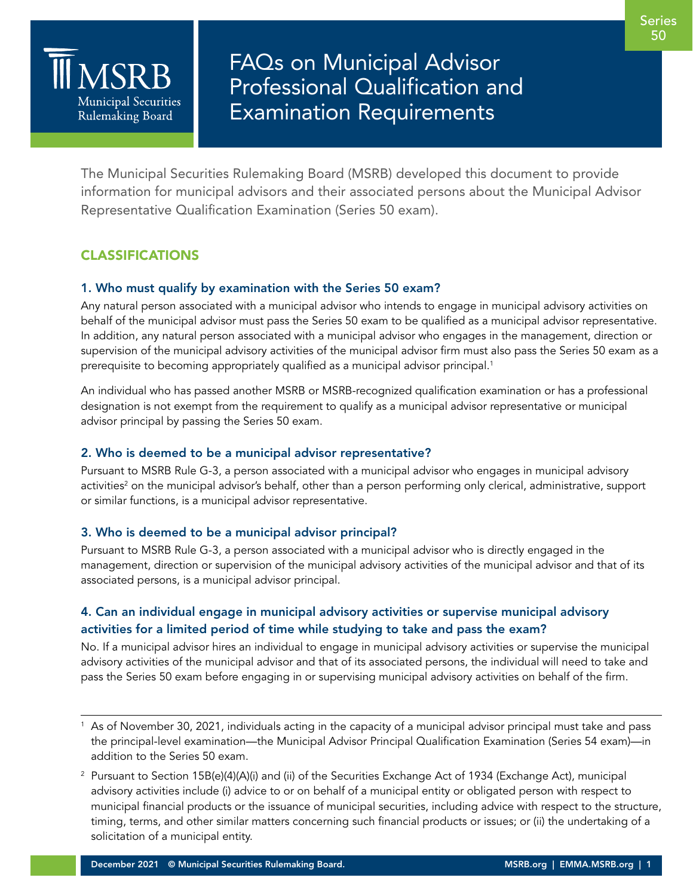# FAQs on Municipal Advisor Professional Qualification and Examination Requirements

Series 50

The Municipal Securities Rulemaking Board (MSRB) developed this document to provide information for municipal advisors and their associated persons about the Municipal Advisor Representative Qualification Examination (Series 50 exam).

## CLASSIFICATIONS

### 1. Who must qualify by examination with the Series 50 exam?

Any natural person associated with a municipal advisor who intends to engage in municipal advisory activities on behalf of the municipal advisor must pass the Series 50 exam to be qualified as a municipal advisor representative. In addition, any natural person associated with a municipal advisor who engages in the management, direction or supervision of the municipal advisory activities of the municipal advisor firm must also pass the Series 50 exam as a prerequisite to becoming appropriately qualified as a municipal advisor principal.[1]

An individual who has passed another MSRB or MSRB-recognized qualification examination or has a professional designation is not exempt from the requirement to qualify as a municipal advisor representative or municipal advisor principal by passing the Series 50 exam.

### 2. Who is deemed to be a municipal advisor representative?

Pursuant to MSRB Rule G-3, a person associated with a municipal advisor who engages in municipal advisory activities[2] on the municipal advisor's behalf, other than a person performing only clerical, administrative, support or similar functions, is a municipal advisor representative.

### 3. Who is deemed to be a municipal advisor principal?

Pursuant to MSRB Rule G-3, a person associated with a municipal advisor who is directly engaged in the management, direction or supervision of the municipal advisory activities of the municipal advisor and that of its associated persons, is a municipal advisor principal.

### 4. Can an individual engage in municipal advisory activities or supervise municipal advisory activities for a limited period of time while studying to take and pass the exam?

No. If a municipal advisor hires an individual to engage in municipal advisory activities or supervise the municipal advisory activities of the municipal advisor and that of its associated persons, the individual will need to take and pass the Series 50 exam before engaging in or supervising municipal advisory activities on behalf of the firm.

---

[1] As of November 30, 2021, individuals acting in the capacity of a municipal advisor principal must take and pass the principal-level examination—the Municipal Advisor Principal Qualification Examination (Series 54 exam)—in addition to the Series 50 exam.

[2] Pursuant to Section 15B(e)(4)(A)(i) and (ii) of the Securities Exchange Act of 1934 (Exchange Act), municipal advisory activities include (i) advice to or on behalf of a municipal entity or obligated person with respect to municipal financial products or the issuance of municipal securities, including advice with respect to the structure, timing, terms, and other similar matters concerning such financial products or issues; or (ii) the undertaking of a solicitation of a municipal entity.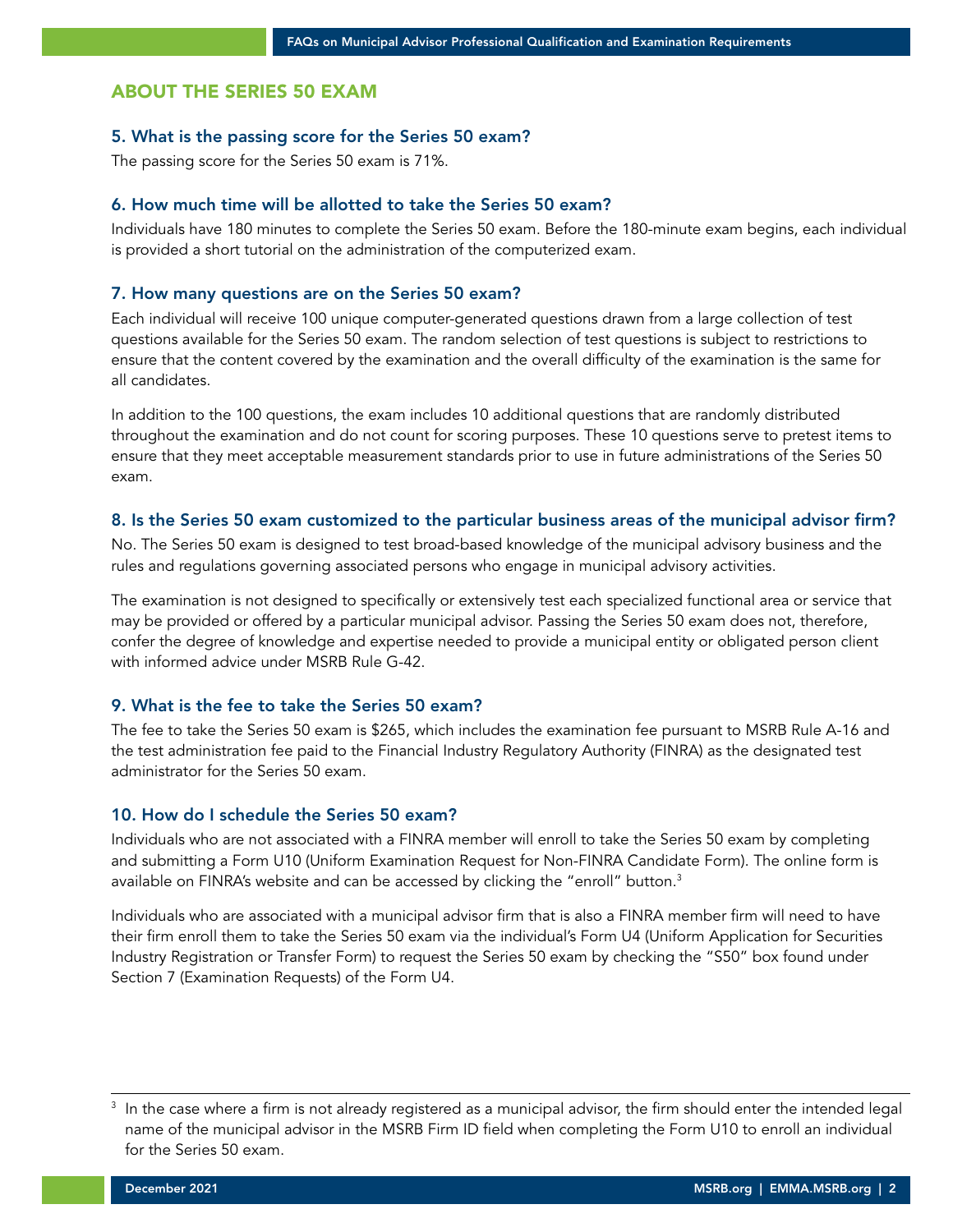## ABOUT THE SERIES 50 EXAM

### 5. What is the passing score for the Series 50 exam?

The passing score for the Series 50 exam is 71%.

### 6. How much time will be allotted to take the Series 50 exam?

Individuals have 180 minutes to complete the Series 50 exam. Before the 180-minute exam begins, each individual is provided a short tutorial on the administration of the computerized exam.

### 7. How many questions are on the Series 50 exam?

Each individual will receive 100 unique computer-generated questions drawn from a large collection of test questions available for the Series 50 exam. The random selection of test questions is subject to restrictions to ensure that the content covered by the examination and the overall difficulty of the examination is the same for all candidates.

In addition to the 100 questions, the exam includes 10 additional questions that are randomly distributed throughout the examination and do not count for scoring purposes. These 10 questions serve to pretest items to ensure that they meet acceptable measurement standards prior to use in future administrations of the Series 50 exam.

### 8. Is the Series 50 exam customized to the particular business areas of the municipal advisor firm?

No. The Series 50 exam is designed to test broad-based knowledge of the municipal advisory business and the rules and regulations governing associated persons who engage in municipal advisory activities.

The examination is not designed to specifically or extensively test each specialized functional area or service that may be provided or offered by a particular municipal advisor. Passing the Series 50 exam does not, therefore, confer the degree of knowledge and expertise needed to provide a municipal entity or obligated person client with informed advice under MSRB Rule G-42.

### 9. What is the fee to take the Series 50 exam?

The fee to take the Series 50 exam is $265, which includes the examination fee pursuant to MSRB Rule A-16 and the test administration fee paid to the Financial Industry Regulatory Authority (FINRA) as the designated test administrator for the Series 50 exam.

### 10. How do I schedule the Series 50 exam?

Individuals who are not associated with a FINRA member will enroll to take the Series 50 exam by completing and submitting a Form U10 (Uniform Examination Request for Non-FINRA Candidate Form). The online form is available on FINRA's website and can be accessed by clicking the "enroll" button.[3]

Individuals who are associated with a municipal advisor firm that is also a FINRA member firm will need to have their firm enroll them to take the Series 50 exam via the individual's Form U4 (Uniform Application for Securities Industry Registration or Transfer Form) to request the Series 50 exam by checking the "S50" box found under Section 7 (Examination Requests) of the Form U4.

---

[3] In the case where a firm is not already registered as a municipal advisor, the firm should enter the intended legal name of the municipal advisor in the MSRB Firm ID field when completing the Form U10 to enroll an individual for the Series 50 exam.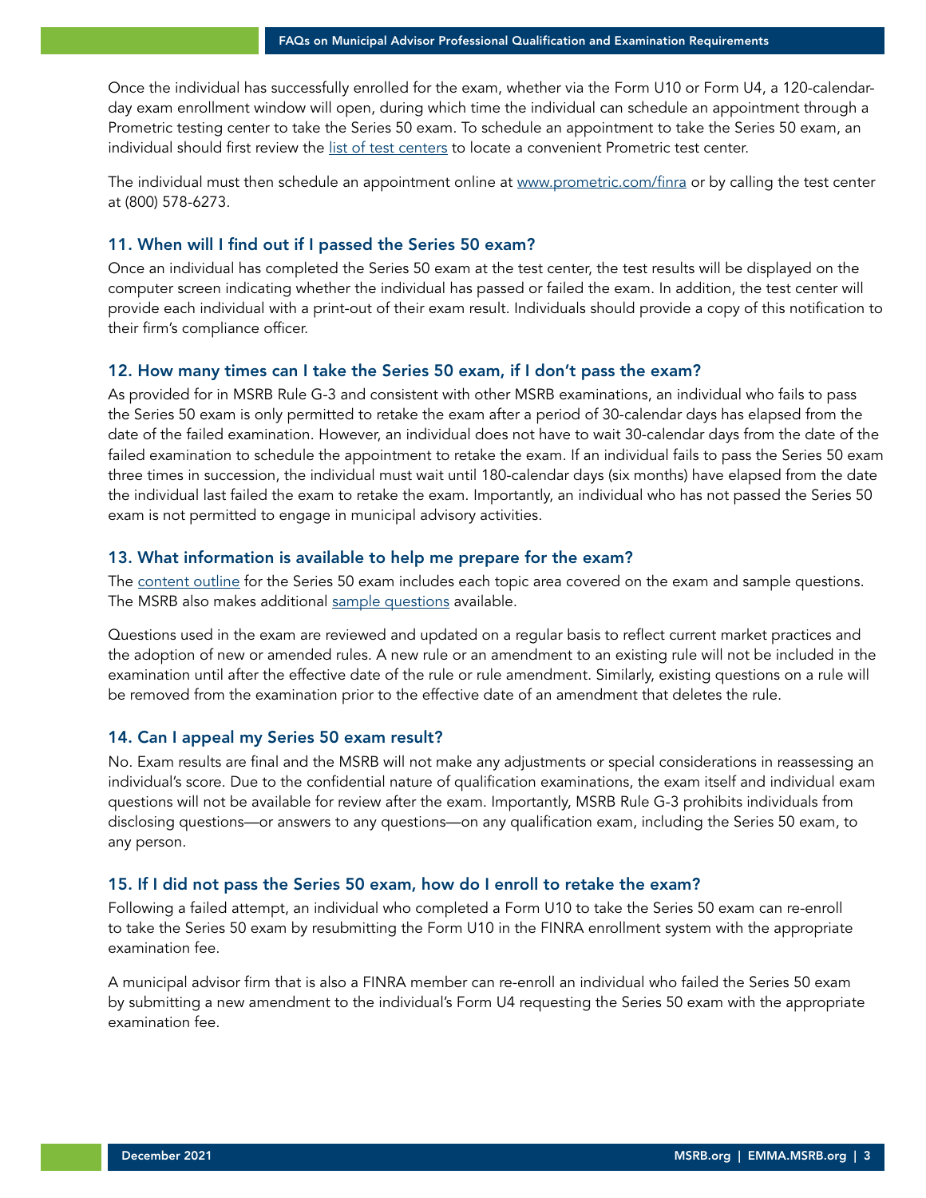Once the individual has successfully enrolled for the exam, whether via the Form U10 or Form U4, a 120-calendar-day exam enrollment window will open, during which time the individual can schedule an appointment through a Prometric testing center to take the Series 50 exam. To schedule an appointment to take the Series 50 exam, an individual should first review the list of test centers to locate a convenient Prometric test center.

The individual must then schedule an appointment online at www.prometric.com/finra or by calling the test center at (800) 578-6273.

### 11. When will I find out if I passed the Series 50 exam?

Once an individual has completed the Series 50 exam at the test center, the test results will be displayed on the computer screen indicating whether the individual has passed or failed the exam. In addition, the test center will provide each individual with a print-out of their exam result. Individuals should provide a copy of this notification to their firm's compliance officer.

### 12. How many times can I take the Series 50 exam, if I don't pass the exam?

As provided for in MSRB Rule G-3 and consistent with other MSRB examinations, an individual who fails to pass the Series 50 exam is only permitted to retake the exam after a period of 30-calendar days has elapsed from the date of the failed examination. However, an individual does not have to wait 30-calendar days from the date of the failed examination to schedule the appointment to retake the exam. If an individual fails to pass the Series 50 exam three times in succession, the individual must wait until 180-calendar days (six months) have elapsed from the date the individual last failed the exam to retake the exam. Importantly, an individual who has not passed the Series 50 exam is not permitted to engage in municipal advisory activities.

### 13. What information is available to help me prepare for the exam?

The content outline for the Series 50 exam includes each topic area covered on the exam and sample questions. The MSRB also makes additional sample questions available.

Questions used in the exam are reviewed and updated on a regular basis to reflect current market practices and the adoption of new or amended rules. A new rule or an amendment to an existing rule will not be included in the examination until after the effective date of the rule or rule amendment. Similarly, existing questions on a rule will be removed from the examination prior to the effective date of an amendment that deletes the rule.

### 14. Can I appeal my Series 50 exam result?

No. Exam results are final and the MSRB will not make any adjustments or special considerations in reassessing an individual's score. Due to the confidential nature of qualification examinations, the exam itself and individual exam questions will not be available for review after the exam. Importantly, MSRB Rule G-3 prohibits individuals from disclosing questions—or answers to any questions—on any qualification exam, including the Series 50 exam, to any person.

### 15. If I did not pass the Series 50 exam, how do I enroll to retake the exam?

Following a failed attempt, an individual who completed a Form U10 to take the Series 50 exam can re-enroll to take the Series 50 exam by resubmitting the Form U10 in the FINRA enrollment system with the appropriate examination fee.

A municipal advisor firm that is also a FINRA member can re-enroll an individual who failed the Series 50 exam by submitting a new amendment to the individual's Form U4 requesting the Series 50 exam with the appropriate examination fee.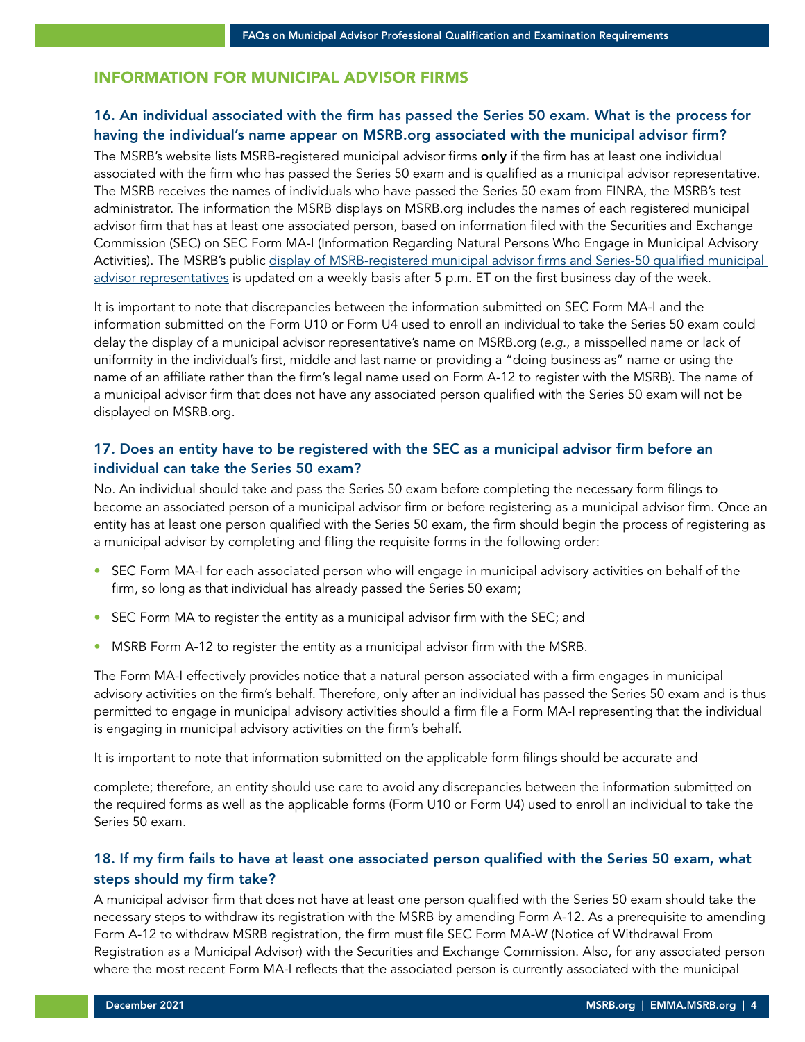## INFORMATION FOR MUNICIPAL ADVISOR FIRMS

### 16. An individual associated with the firm has passed the Series 50 exam. What is the process for having the individual's name appear on MSRB.org associated with the municipal advisor firm?

The MSRB's website lists MSRB-registered municipal advisor firms **only** if the firm has at least one individual associated with the firm who has passed the Series 50 exam and is qualified as a municipal advisor representative. The MSRB receives the names of individuals who have passed the Series 50 exam from FINRA, the MSRB's test administrator. The information the MSRB displays on MSRB.org includes the names of each registered municipal advisor firm that has at least one associated person, based on information filed with the Securities and Exchange Commission (SEC) on SEC Form MA-I (Information Regarding Natural Persons Who Engage in Municipal Advisory Activities). The MSRB's public display of MSRB-registered municipal advisor firms and Series-50 qualified municipal advisor representatives is updated on a weekly basis after 5 p.m. ET on the first business day of the week.

It is important to note that discrepancies between the information submitted on SEC Form MA-I and the information submitted on the Form U10 or Form U4 used to enroll an individual to take the Series 50 exam could delay the display of a municipal advisor representative's name on MSRB.org (*e.g.*, a misspelled name or lack of uniformity in the individual's first, middle and last name or providing a "doing business as" name or using the name of an affiliate rather than the firm's legal name used on Form A-12 to register with the MSRB). The name of a municipal advisor firm that does not have any associated person qualified with the Series 50 exam will not be displayed on MSRB.org.

### 17. Does an entity have to be registered with the SEC as a municipal advisor firm before an individual can take the Series 50 exam?

No. An individual should take and pass the Series 50 exam before completing the necessary form filings to become an associated person of a municipal advisor firm or before registering as a municipal advisor firm. Once an entity has at least one person qualified with the Series 50 exam, the firm should begin the process of registering as a municipal advisor by completing and filing the requisite forms in the following order:

- SEC Form MA-I for each associated person who will engage in municipal advisory activities on behalf of the firm, so long as that individual has already passed the Series 50 exam;
- SEC Form MA to register the entity as a municipal advisor firm with the SEC; and
- MSRB Form A-12 to register the entity as a municipal advisor firm with the MSRB.

The Form MA-I effectively provides notice that a natural person associated with a firm engages in municipal advisory activities on the firm's behalf. Therefore, only after an individual has passed the Series 50 exam and is thus permitted to engage in municipal advisory activities should a firm file a Form MA-I representing that the individual is engaging in municipal advisory activities on the firm's behalf.

It is important to note that information submitted on the applicable form filings should be accurate and complete; therefore, an entity should use care to avoid any discrepancies between the information submitted on the required forms as well as the applicable forms (Form U10 or Form U4) used to enroll an individual to take the Series 50 exam.

### 18. If my firm fails to have at least one associated person qualified with the Series 50 exam, what steps should my firm take?

A municipal advisor firm that does not have at least one person qualified with the Series 50 exam should take the necessary steps to withdraw its registration with the MSRB by amending Form A-12. As a prerequisite to amending Form A-12 to withdraw MSRB registration, the firm must file SEC Form MA-W (Notice of Withdrawal From Registration as a Municipal Advisor) with the Securities and Exchange Commission. Also, for any associated person where the most recent Form MA-I reflects that the associated person is currently associated with the municipal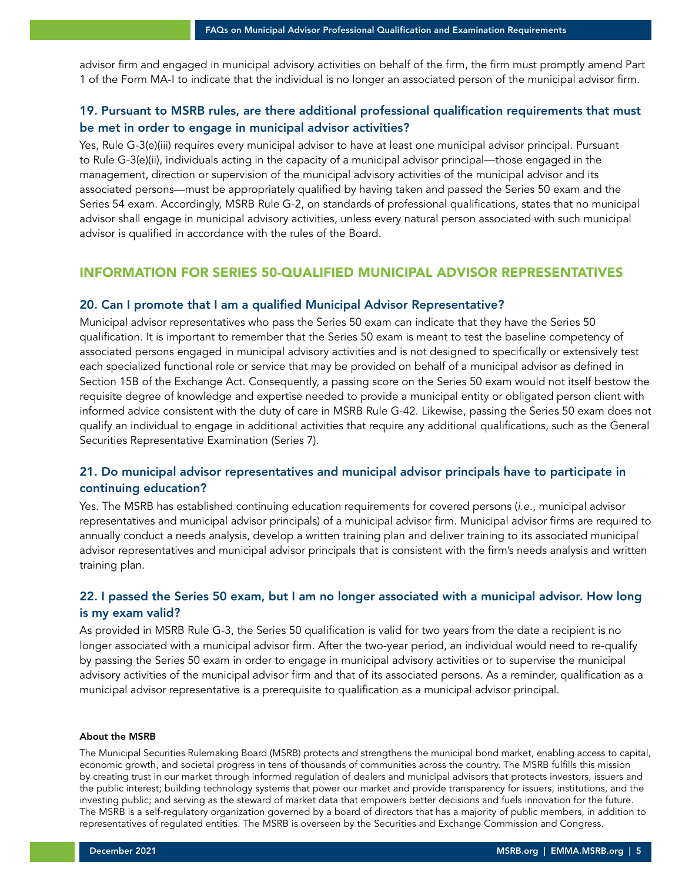advisor firm and engaged in municipal advisory activities on behalf of the firm, the firm must promptly amend Part 1 of the Form MA-I to indicate that the individual is no longer an associated person of the municipal advisor firm.

### 19. Pursuant to MSRB rules, are there additional professional qualification requirements that must be met in order to engage in municipal advisor activities?

Yes, Rule G-3(e)(iii) requires every municipal advisor to have at least one municipal advisor principal. Pursuant to Rule G-3(e)(ii), individuals acting in the capacity of a municipal advisor principal—those engaged in the management, direction or supervision of the municipal advisory activities of the municipal advisor and its associated persons—must be appropriately qualified by having taken and passed the Series 50 exam and the Series 54 exam. Accordingly, MSRB Rule G-2, on standards of professional qualifications, states that no municipal advisor shall engage in municipal advisory activities, unless every natural person associated with such municipal advisor is qualified in accordance with the rules of the Board.

## INFORMATION FOR SERIES 50-QUALIFIED MUNICIPAL ADVISOR REPRESENTATIVES

### 20. Can I promote that I am a qualified Municipal Advisor Representative?

Municipal advisor representatives who pass the Series 50 exam can indicate that they have the Series 50 qualification. It is important to remember that the Series 50 exam is meant to test the baseline competency of associated persons engaged in municipal advisory activities and is not designed to specifically or extensively test each specialized functional role or service that may be provided on behalf of a municipal advisor as defined in Section 15B of the Exchange Act. Consequently, a passing score on the Series 50 exam would not itself bestow the requisite degree of knowledge and expertise needed to provide a municipal entity or obligated person client with informed advice consistent with the duty of care in MSRB Rule G-42. Likewise, passing the Series 50 exam does not qualify an individual to engage in additional activities that require any additional qualifications, such as the General Securities Representative Examination (Series 7).

### 21. Do municipal advisor representatives and municipal advisor principals have to participate in continuing education?

Yes. The MSRB has established continuing education requirements for covered persons (*i.e.*, municipal advisor representatives and municipal advisor principals) of a municipal advisor firm. Municipal advisor firms are required to annually conduct a needs analysis, develop a written training plan and deliver training to its associated municipal advisor representatives and municipal advisor principals that is consistent with the firm's needs analysis and written training plan.

### 22. I passed the Series 50 exam, but I am no longer associated with a municipal advisor. How long is my exam valid?

As provided in MSRB Rule G-3, the Series 50 qualification is valid for two years from the date a recipient is no longer associated with a municipal advisor firm. After the two-year period, an individual would need to re-qualify by passing the Series 50 exam in order to engage in municipal advisory activities or to supervise the municipal advisory activities of the municipal advisor firm and that of its associated persons. As a reminder, qualification as a municipal advisor representative is a prerequisite to qualification as a municipal advisor principal.

**About the MSRB**

The Municipal Securities Rulemaking Board (MSRB) protects and strengthens the municipal bond market, enabling access to capital, economic growth, and societal progress in tens of thousands of communities across the country. The MSRB fulfills this mission by creating trust in our market through informed regulation of dealers and municipal advisors that protects investors, issuers and the public interest; building technology systems that power our market and provide transparency for issuers, institutions, and the investing public; and serving as the steward of market data that empowers better decisions and fuels innovation for the future. The MSRB is a self-regulatory organization governed by a board of directors that has a majority of public members, in addition to representatives of regulated entities. The MSRB is overseen by the Securities and Exchange Commission and Congress.